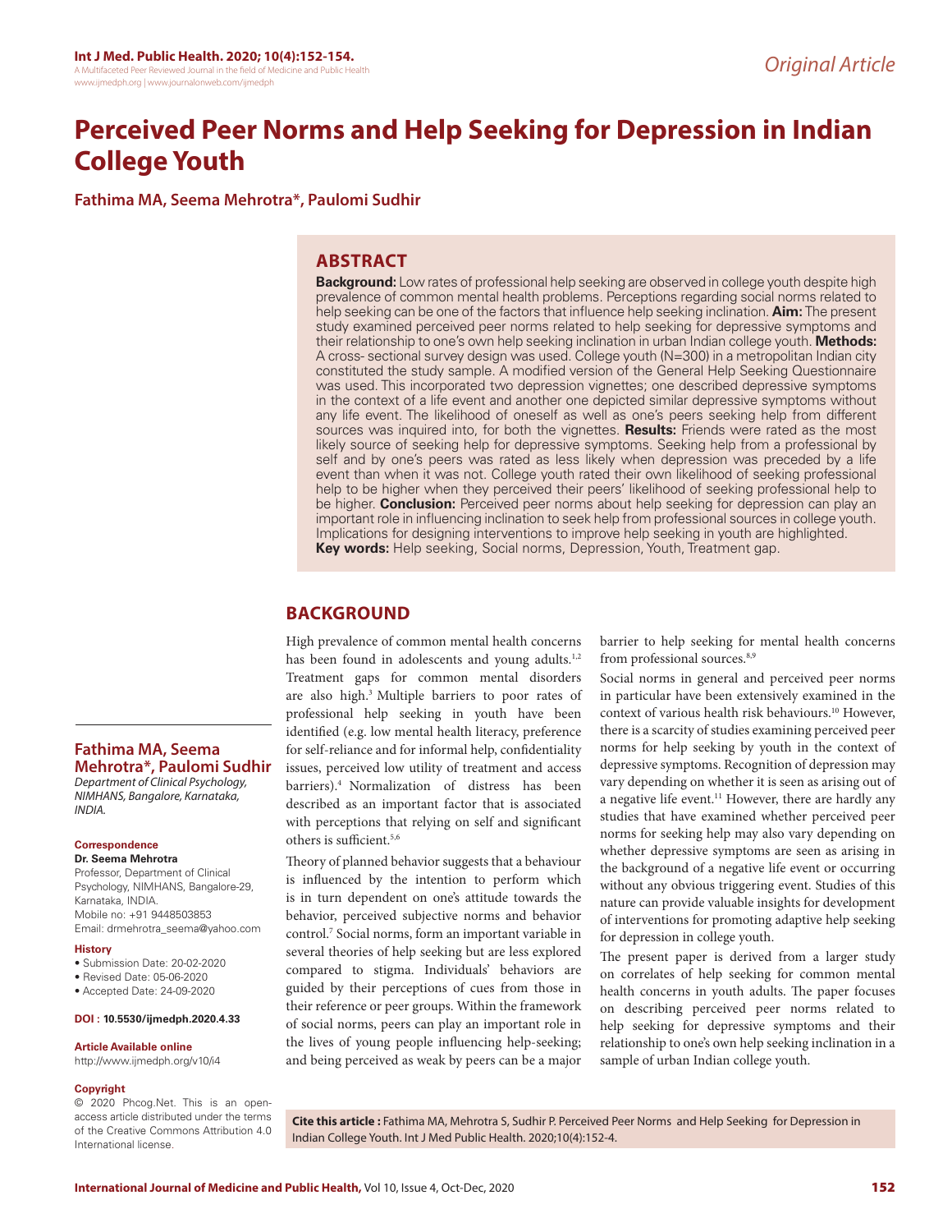*Original Article*

# Perceived Peer Norms and Help Seeking for Depression in Indian College Youth

**Fathima MA, Seema Mehrotra*, Paulomi Sudhir**

## ABSTRACT

**Background:** Low rates of professional help seeking are observed in college youth despite high prevalence of common mental health problems. Perceptions regarding social norms related to help seeking can be one of the factors that influence help seeking inclination. **Aim:** The present study examined perceived peer norms related to help seeking for depressive symptoms and their relationship to one's own help seeking inclination in urban Indian college youth. **Methods:** A cross- sectional survey design was used. College youth (N=300) in a metropolitan Indian city constituted the study sample. A modified version of the General Help Seeking Questionnaire was used. This incorporated two depression vignettes; one described depressive symptoms in the context of a life event and another one depicted similar depressive symptoms without any life event. The likelihood of oneself as well as one's peers seeking help from different sources was inquired into, for both the vignettes. **Results:** Friends were rated as the most likely source of seeking help for depressive symptoms. Seeking help from a professional by self and by one's peers was rated as less likely when depression was preceded by a life event than when it was not. College youth rated their own likelihood of seeking professional help to be higher when they perceived their peers' likelihood of seeking professional help to be higher. **Conclusion:** Perceived peer norms about help seeking for depression can play an important role in influencing inclination to seek help from professional sources in college youth. Implications for designing interventions to improve help seeking in youth are highlighted.

**Key words:** Help seeking, Social norms, Depression, Youth, Treatment gap.

**Fathima MA, Seema Mehrotra*, Paulomi Sudhir**

*Department of Clinical Psychology, NIMHANS, Bangalore, Karnataka, INDIA.*

**Correspondence**

**Dr. Seema Mehrotra**

Professor, Department of Clinical Psychology, NIMHANS, Bangalore-29, Karnataka, INDIA.

Mobile no: +91 9448503853

Email: drmehrotra_seema@yahoo.com

**History**

- Submission Date: 20-02-2020
- Revised Date: 05-06-2020
- Accepted Date: 24-09-2020

**DOI : 10.5530/ijmedph.2020.4.33**

**Article Available online**

http://www.ijmedph.org/v10/i4

**Copyright**

© 2020 Phcog.Net. This is an open-access article distributed under the terms of the Creative Commons Attribution 4.0 International license.

## BACKGROUND

High prevalence of common mental health concerns has been found in adolescents and young adults.[1,2] Treatment gaps for common mental disorders are also high.[3] Multiple barriers to poor rates of professional help seeking in youth have been identified (e.g. low mental health literacy, preference for self-reliance and for informal help, confidentiality issues, perceived low utility of treatment and access barriers).[4] Normalization of distress has been described as an important factor that is associated with perceptions that relying on self and significant others is sufficient.[5,6]

Theory of planned behavior suggests that a behaviour is influenced by the intention to perform which is in turn dependent on one's attitude towards the behavior, perceived subjective norms and behavior control.[7] Social norms, form an important variable in several theories of help seeking but are less explored compared to stigma. Individuals' behaviors are guided by their perceptions of cues from those in their reference or peer groups. Within the framework of social norms, peers can play an important role in the lives of young people influencing help-seeking; and being perceived as weak by peers can be a major barrier to help seeking for mental health concerns from professional sources.[8,9]

Social norms in general and perceived peer norms in particular have been extensively examined in the context of various health risk behaviours.[10] However, there is a scarcity of studies examining perceived peer norms for help seeking by youth in the context of depressive symptoms. Recognition of depression may vary depending on whether it is seen as arising out of a negative life event.[11] However, there are hardly any studies that have examined whether perceived peer norms for seeking help may also vary depending on whether depressive symptoms are seen as arising in the background of a negative life event or occurring without any obvious triggering event. Studies of this nature can provide valuable insights for development of interventions for promoting adaptive help seeking for depression in college youth.

The present paper is derived from a larger study on correlates of help seeking for common mental health concerns in youth adults. The paper focuses on describing perceived peer norms related to help seeking for depressive symptoms and their relationship to one's own help seeking inclination in a sample of urban Indian college youth.

**Cite this article :** Fathima MA, Mehrotra S, Sudhir P. Perceived Peer Norms and Help Seeking for Depression in Indian College Youth. Int J Med Public Health. 2020;10(4):152-4.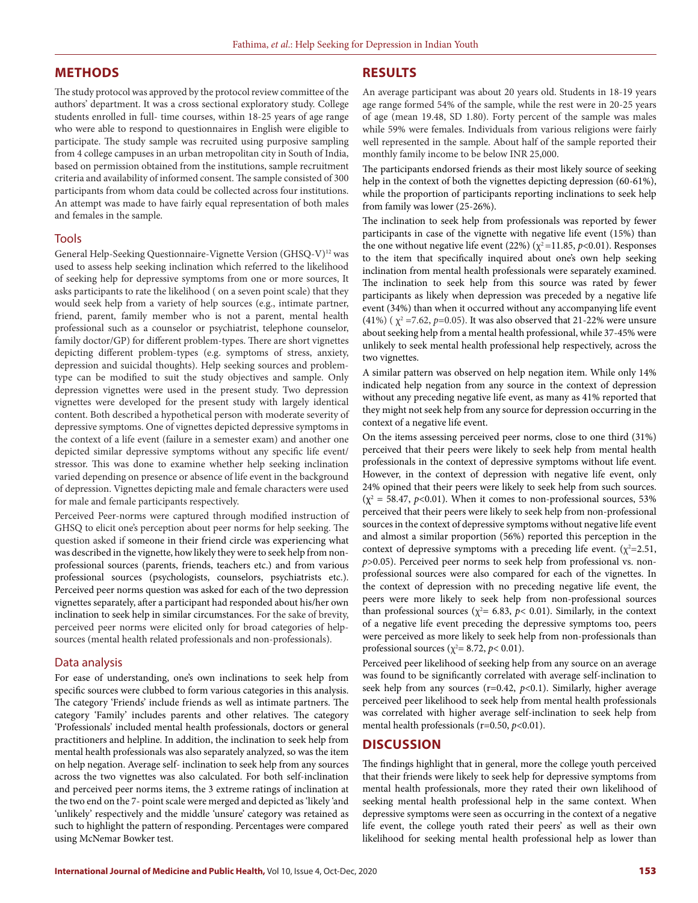## METHODS

The study protocol was approved by the protocol review committee of the authors' department. It was a cross sectional exploratory study. College students enrolled in full- time courses, within 18-25 years of age range who were able to respond to questionnaires in English were eligible to participate. The study sample was recruited using purposive sampling from 4 college campuses in an urban metropolitan city in South of India, based on permission obtained from the institutions, sample recruitment criteria and availability of informed consent. The sample consisted of 300 participants from whom data could be collected across four institutions. An attempt was made to have fairly equal representation of both males and females in the sample.

### Tools

General Help-Seeking Questionnaire-Vignette Version (GHSQ-V)[12] was used to assess help seeking inclination which referred to the likelihood of seeking help for depressive symptoms from one or more sources, It asks participants to rate the likelihood ( on a seven point scale) that they would seek help from a variety of help sources (e.g., intimate partner, friend, parent, family member who is not a parent, mental health professional such as a counselor or psychiatrist, telephone counselor, family doctor/GP) for different problem-types. There are short vignettes depicting different problem-types (e.g. symptoms of stress, anxiety, depression and suicidal thoughts). Help seeking sources and problem-type can be modified to suit the study objectives and sample. Only depression vignettes were used in the present study. Two depression vignettes were developed for the present study with largely identical content. Both described a hypothetical person with moderate severity of depressive symptoms. One of vignettes depicted depressive symptoms in the context of a life event (failure in a semester exam) and another one depicted similar depressive symptoms without any specific life event/ stressor. This was done to examine whether help seeking inclination varied depending on presence or absence of life event in the background of depression. Vignettes depicting male and female characters were used for male and female participants respectively.

Perceived Peer-norms were captured through modified instruction of GHSQ to elicit one's perception about peer norms for help seeking. The question asked if someone in their friend circle was experiencing what was described in the vignette, how likely they were to seek help from non-professional sources (parents, friends, teachers etc.) and from various professional sources (psychologists, counselors, psychiatrists etc.). Perceived peer norms question was asked for each of the two depression vignettes separately, after a participant had responded about his/her own inclination to seek help in similar circumstances. For the sake of brevity, perceived peer norms were elicited only for broad categories of help-sources (mental health related professionals and non-professionals).

### Data analysis

For ease of understanding, one's own inclinations to seek help from specific sources were clubbed to form various categories in this analysis. The category 'Friends' include friends as well as intimate partners. The category 'Family' includes parents and other relatives. The category 'Professionals' included mental health professionals, doctors or general practitioners and helpline. In addition, the inclination to seek help from mental health professionals was also separately analyzed, so was the item on help negation. Average self- inclination to seek help from any sources across the two vignettes was also calculated. For both self-inclination and perceived peer norms items, the 3 extreme ratings of inclination at the two end on the 7- point scale were merged and depicted as 'likely 'and 'unlikely' respectively and the middle 'unsure' category was retained as such to highlight the pattern of responding. Percentages were compared using McNemar Bowker test.

## RESULTS

An average participant was about 20 years old. Students in 18-19 years age range formed 54% of the sample, while the rest were in 20-25 years of age (mean 19.48, SD 1.80). Forty percent of the sample was males while 59% were females. Individuals from various religions were fairly well represented in the sample. About half of the sample reported their monthly family income to be below INR 25,000.

The participants endorsed friends as their most likely source of seeking help in the context of both the vignettes depicting depression (60-61%), while the proportion of participants reporting inclinations to seek help from family was lower (25-26%).

The inclination to seek help from professionals was reported by fewer participants in case of the vignette with negative life event (15%) than the one without negative life event (22%) ($\chi^2$=11.85, $p$<0.01). Responses to the item that specifically inquired about one's own help seeking inclination from mental health professionals were separately examined. The inclination to seek help from this source was rated by fewer participants as likely when depression was preceded by a negative life event (34%) than when it occurred without any accompanying life event (41%) ( $\chi^2$ =7.62, $p$=0.05). It was also observed that 21-22% were unsure about seeking help from a mental health professional, while 37-45% were unlikely to seek mental health professional help respectively, across the two vignettes.

A similar pattern was observed on help negation item. While only 14% indicated help negation from any source in the context of depression without any preceding negative life event, as many as 41% reported that they might not seek help from any source for depression occurring in the context of a negative life event.

On the items assessing perceived peer norms, close to one third (31%) perceived that their peers were likely to seek help from mental health professionals in the context of depressive symptoms without life event. However, in the context of depression with negative life event, only 24% opined that their peers were likely to seek help from such sources. ($\chi^2$ = 58.47, $p$<0.01). When it comes to non-professional sources, 53% perceived that their peers were likely to seek help from non-professional sources in the context of depressive symptoms without negative life event and almost a similar proportion (56%) reported this perception in the context of depressive symptoms with a preceding life event. ($\chi^2$=2.51, $p$>0.05). Perceived peer norms to seek help from professional vs. non-professional sources were also compared for each of the vignettes. In the context of depression with no preceding negative life event, the peers were more likely to seek help from non-professional sources than professional sources ($\chi^2$= 6.83, $p$< 0.01). Similarly, in the context of a negative life event preceding the depressive symptoms too, peers were perceived as more likely to seek help from non-professionals than professional sources ($\chi^2$= 8.72, $p$< 0.01).

Perceived peer likelihood of seeking help from any source on an average was found to be significantly correlated with average self-inclination to seek help from any sources (r=0.42, $p$<0.1). Similarly, higher average perceived peer likelihood to seek help from mental health professionals was correlated with higher average self-inclination to seek help from mental health professionals (r=0.50, $p$<0.01).

## DISCUSSION

The findings highlight that in general, more the college youth perceived that their friends were likely to seek help for depressive symptoms from mental health professionals, more they rated their own likelihood of seeking mental health professional help in the same context. When depressive symptoms were seen as occurring in the context of a negative life event, the college youth rated their peers' as well as their own likelihood for seeking mental health professional help as lower than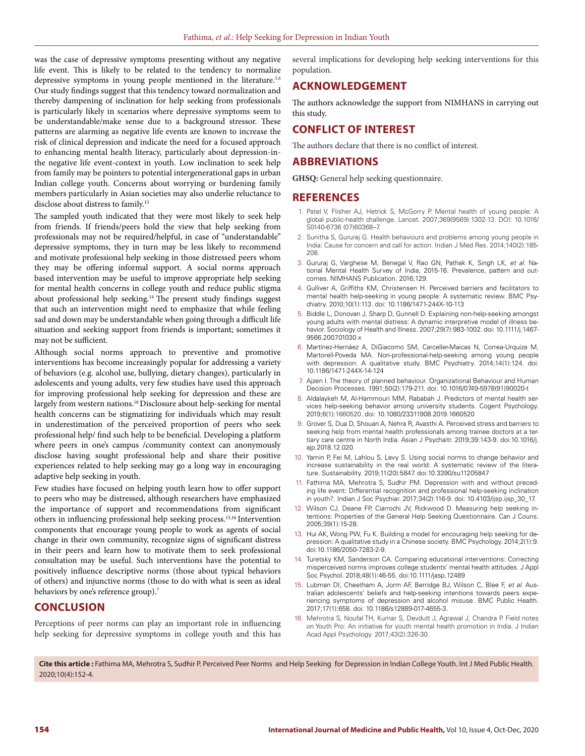was the case of depressive symptoms presenting without any negative life event. This is likely to be related to the tendency to normalize depressive symptoms in young people mentioned in the literature.[5,6] Our study findings suggest that this tendency toward normalization and thereby dampening of inclination for help seeking from professionals is particularly likely in scenarios where depressive symptoms seem to be understandable/make sense due to a background stressor. These patterns are alarming as negative life events are known to increase the risk of clinical depression and indicate the need for a focused approach to enhancing mental health literacy, particularly about depression-in-the negative life event-context in youth. Low inclination to seek help from family may be pointers to potential intergenerational gaps in urban Indian college youth. Concerns about worrying or burdening family members particularly in Asian societies may also underlie reluctance to disclose about distress to family.[13]

The sampled youth indicated that they were most likely to seek help from friends. If friends/peers hold the view that help seeking from professionals may not be required/helpful, in case of "understandable" depressive symptoms, they in turn may be less likely to recommend and motivate professional help seeking in those distressed peers whom they may be offering informal support. A social norms approach based intervention may be useful to improve appropriate help seeking for mental health concerns in college youth and reduce public stigma about professional help seeking.[14] The present study findings suggest that such an intervention might need to emphasize that while feeling sad and down may be understandable when going through a difficult life situation and seeking support from friends is important; sometimes it may not be sufficient.

Although social norms approach to preventive and promotive interventions has become increasingly popular for addressing a variety of behaviors (e.g. alcohol use, bullying, dietary changes), particularly in adolescents and young adults, very few studies have used this approach for improving professional help seeking for depression and these are largely from western nations.[10] Disclosure about help-seeking for mental health concerns can be stigmatizing for individuals which may result in underestimation of the perceived proportion of peers who seek professional help/ find such help to be beneficial. Developing a platform where peers in one's campus /community context can anonymously disclose having sought professional help and share their positive experiences related to help seeking may go a long way in encouraging adaptive help seeking in youth.

Few studies have focused on helping youth learn how to offer support to peers who may be distressed, although researchers have emphasized the importance of support and recommendations from significant others in influencing professional help seeking process.[15,16] Intervention components that encourage young people to work as agents of social change in their own community, recognize signs of significant distress in their peers and learn how to motivate them to seek professional consultation may be useful. Such interventions have the potential to positively influence descriptive norms (those about typical behaviors of others) and injunctive norms (those to do with what is seen as ideal behaviors by one's reference group).[7]

## CONCLUSION

Perceptions of peer norms can play an important role in influencing help seeking for depressive symptoms in college youth and this has several implications for developing help seeking interventions for this population.

## ACKNOWLEDGEMENT

The authors acknowledge the support from NIMHANS in carrying out this study.

## CONFLICT OF INTEREST

The authors declare that there is no conflict of interest.

## ABBREVIATIONS

**GHSQ:** General help seeking questionnaire.

## REFERENCES

1. Patel V, Flisher AJ, Hetrick S, McGorry P. Mental health of young people: A global public-health challenge. Lancet. 2007;369(9569):1302-13. DOI: 10.1016/S0140-6736 (07)60368–7.
2. Sunitha S, Gururaj G. Health behaviours and problems among young people in India: Cause for concern and call for action. Indian J Med Res. 2014;140(2):185-208.
3. Gururaj G, Varghese M, Benegal V, Rao GN, Pathak K, Singh LK, *et al.* National Mental Health Survey of India, 2015-16. Prevalence, pattern and outcomes. NIMHANS Publication. 2016;129.
4. Gulliver A, Griffiths KM, Christensen H. Perceived barriers and facilitators to mental health help-seeking in young people: A systematic review. BMC Psychiatry. 2010;10(1):113. doi: 10.1186/1471-244X-10-113
5. Biddle L, Donovan J, Sharp D, Gunnell D. Explaining non-help-seeking amongst young adults with mental distress: A dynamic interpretive model of illness behavior. Sociology of Health and Illness. 2007;29(7):983-1002. doi: 10.1111/j.1467-9566.2007.01030.x
6. Martínez-Hernáez A, DiGiacomo SM, Carceller-Maicas N, Correa-Urquiza M, Martorell-Poveda MA. Non-professional-help-seeking among young people with depression: A qualitative study. BMC Psychiatry. 2014;14(1):124. doi: 10.1186/1471-244X-14-124
7. Ajzen I. The theory of planned behaviour. Organizational Behaviour and Human Decision Processes. 1991;50(2):179-211. doi: 10.1016/0749-5978(91)90020-t
8. Aldalaykeh M, Al-Hammouri MM, Rababah J. Predictors of mental health services help-seeking behavior among university students. Cogent Psychology. 2019;6(1):1660520. doi: 10.1080/23311908.2019.1660520
9. Grover S, Dua D, Shouan A, Nehra R, Avasthi A. Perceived stress and barriers to seeking help from mental health professionals among trainee doctors at a tertiary care centre in North India. Asian J Psychaitr. 2019;39:143-9. doi:10.1016/j.ajp.2018.12.020.
10. Yamin P, Fei M, Lahlou S, Levy S. Using social norms to change behavior and increase sustainability in the real world: A systematic review of the literature. Sustainability. 2019;11(20):5847. doi:10.3390/su11205847
11. Fathima MA, Mehrotra S, Sudhir PM. Depression with and without preceding life event: Differential recognition and professional help-seeking inclination in youth?. Indian J Soc Psychiar. 2017;34(2):116-9. doi: 10.4103/ijsp.ijsp_30_17.
12. Wilson CJ, Deane FP, Ciarrochi JV, Rickwood D. Measuring help seeking intentions: Properties of the General Help Seeking Questionnaire. Can J Couns. 2005;39(1):15-28.
13. Hui AK, Wong PW, Fu K. Building a model for encouraging help seeking for depression: A qualitative study in a Chinese society. BMC Psychology. 2014;2(1):9. doi:10.1186/2050-7283-2-9.
14. Turetsky KM, Sanderson CA. Comparing educational interventions: Correcting misperceived norms improves college students' mental health attitudes. J Appl Soc Psychol. 2018;48(1):46-55. doi:10.1111/jasp.12489
15. Lubman DI, Cheetham A, Jorm AF, Berridge BJ, Wilson C, Blee F, *et al.* Australian adolescents' beliefs and help-seeking intentions towards peers experiencing symptoms of depression and alcohol misuse. BMC Public Health. 2017;17(1):658. doi: 10.1186/s12889-017-4655-3.
16. Mehrotra S, Noufal TH, Kumar S, Devdutt J, Agrawal J, Chandra P. Field notes on Youth Pro: An initiative for youth mental health promotion in India. J Indian Acad Appl Psychology. 2017;43(2):326-30.

**Cite this article :** Fathima MA, Mehrotra S, Sudhir P. Perceived Peer Norms and Help Seeking for Depression in Indian College Youth. Int J Med Public Health. 2020;10(4):152-4.